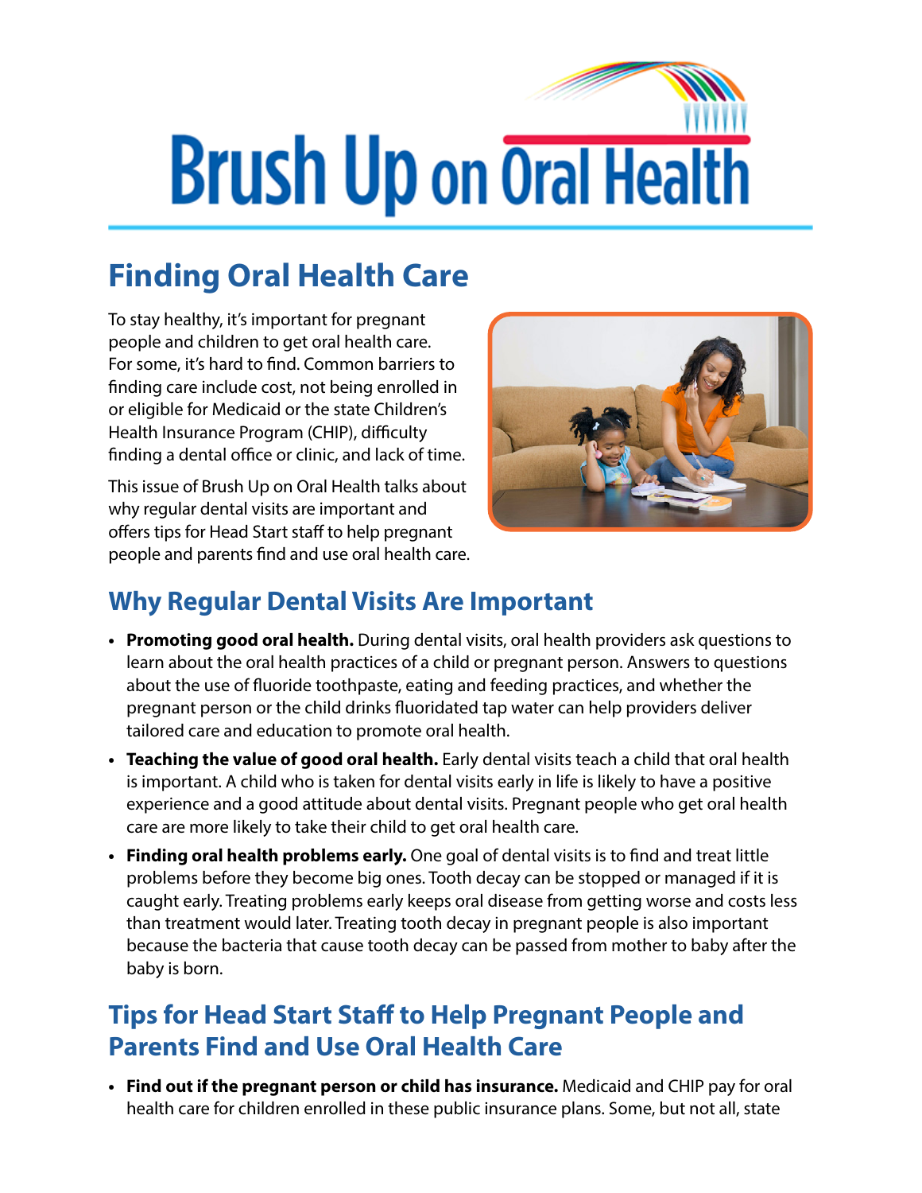# Brush Up on Oral Health

## Finding Oral Health Care

To stay healthy, it's important for pregnant people and children to get oral health care. For some, it's hard to find. Common barriers to finding care include cost, not being enrolled in or eligible for Medicaid or the state Children's Health Insurance Program (CHIP), difficulty finding a dental office or clinic, and lack of time.

This issue of Brush Up on Oral Health talks about why regular dental visits are important and offers tips for Head Start staff to help pregnant people and parents find and use oral health care.

### Why Regular Dental Visits Are Important

- **Promoting good oral health.** During dental visits, oral health providers ask questions to learn about the oral health practices of a child or pregnant person. Answers to questions about the use of fluoride toothpaste, eating and feeding practices, and whether the pregnant person or the child drinks fluoridated tap water can help providers deliver tailored care and education to promote oral health.
- **Teaching the value of good oral health.** Early dental visits teach a child that oral health is important. A child who is taken for dental visits early in life is likely to have a positive experience and a good attitude about dental visits. Pregnant people who get oral health care are more likely to take their child to get oral health care.
- **Finding oral health problems early.** One goal of dental visits is to find and treat little problems before they become big ones. Tooth decay can be stopped or managed if it is caught early. Treating problems early keeps oral disease from getting worse and costs less than treatment would later. Treating tooth decay in pregnant people is also important because the bacteria that cause tooth decay can be passed from mother to baby after the baby is born.

### Tips for Head Start Staff to Help Pregnant People and Parents Find and Use Oral Health Care

- **Find out if the pregnant person or child has insurance.** Medicaid and CHIP pay for oral health care for children enrolled in these public insurance plans. Some, but not all, state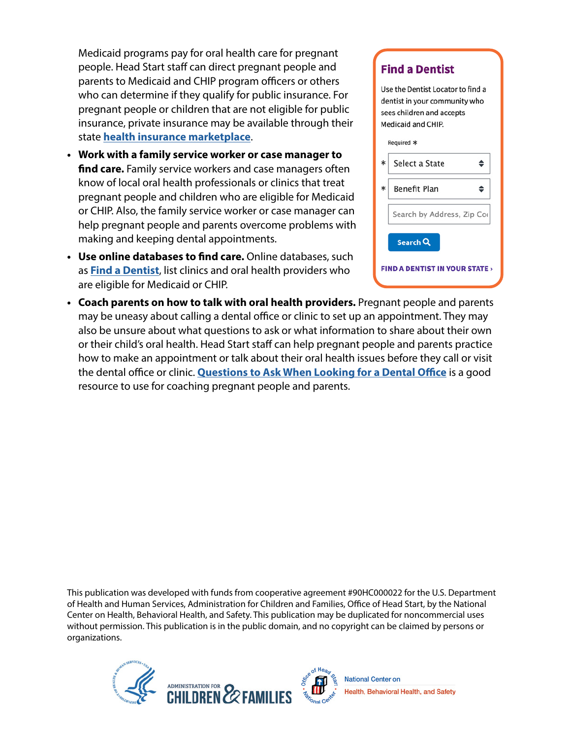Medicaid programs pay for oral health care for pregnant people. Head Start staff can direct pregnant people and parents to Medicaid and CHIP program officers or others who can determine if they qualify for public insurance. For pregnant people or children that are not eligible for public insurance, private insurance may be available through their state **health insurance marketplace**.

- **Work with a family service worker or case manager to find care.** Family service workers and case managers often know of local oral health professionals or clinics that treat pregnant people and children who are eligible for Medicaid or CHIP. Also, the family service worker or case manager can help pregnant people and parents overcome problems with making and keeping dental appointments.
- **Use online databases to find care.** Online databases, such as **Find a Dentist**, list clinics and oral health providers who are eligible for Medicaid or CHIP.
- **Coach parents on how to talk with oral health providers.** Pregnant people and parents may be uneasy about calling a dental office or clinic to set up an appointment. They may also be unsure about what questions to ask or what information to share about their own or their child's oral health. Head Start staff can help pregnant people and parents practice how to make an appointment or talk about their oral health issues before they call or visit the dental office or clinic. **Questions to Ask When Looking for a Dental Office** is a good resource to use for coaching pregnant people and parents.

**Find a Dentist**

Use the Dentist Locator to find a dentist in your community who sees children and accepts Medicaid and CHIP.

Required *

* Select a State

* Benefit Plan

Search by Address, Zip Co

Search

FIND A DENTIST IN YOUR STATE ›

This publication was developed with funds from cooperative agreement #90HC000022 for the U.S. Department of Health and Human Services, Administration for Children and Families, Office of Head Start, by the National Center on Health, Behavioral Health, and Safety. This publication may be duplicated for noncommercial uses without permission. This publication is in the public domain, and no copyright can be claimed by persons or organizations.

ADMINISTRATION FOR CHILDREN & FAMILIES

Office of Head Start National Center

National Center on Health, Behavioral Health, and Safety